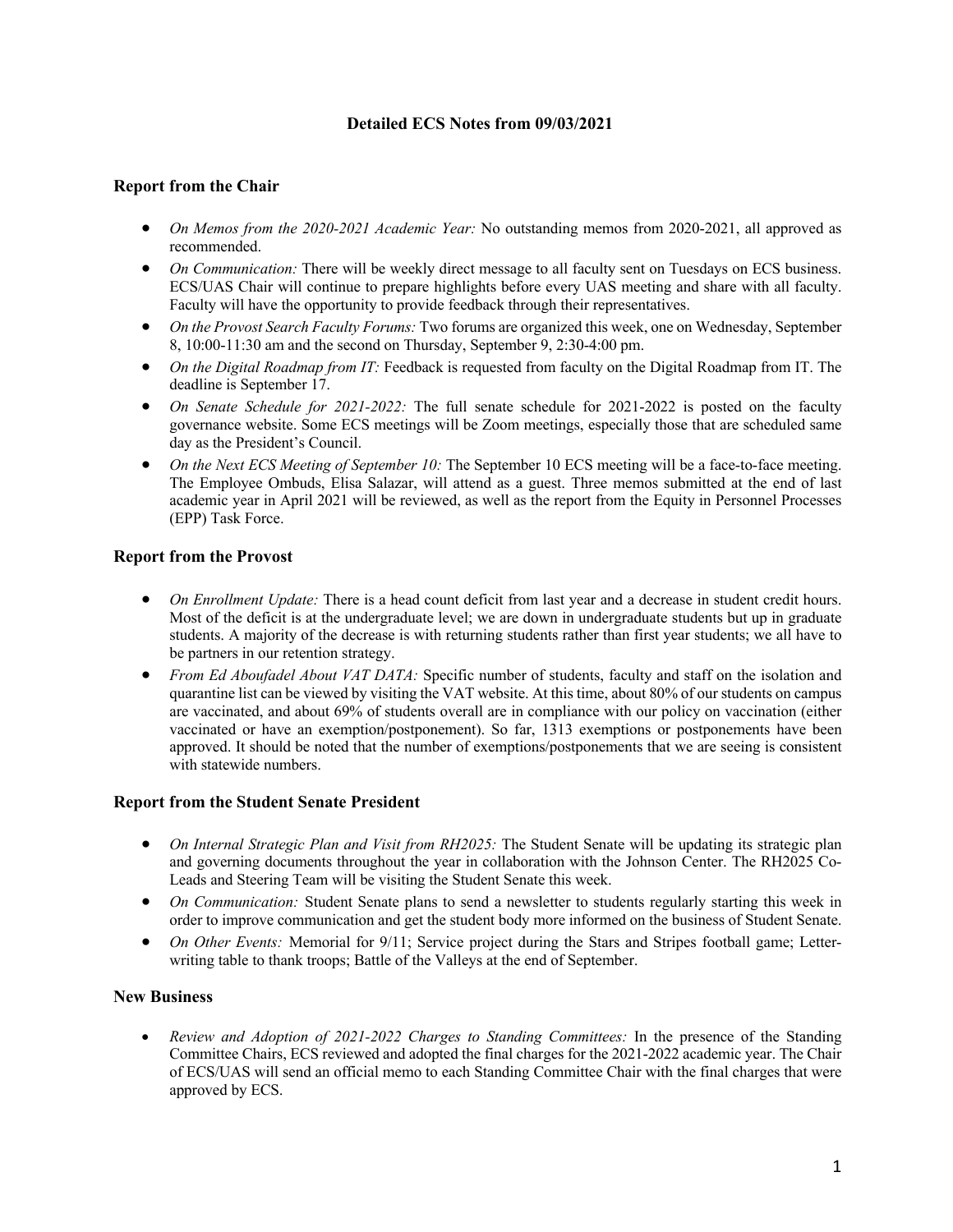# Detailed ECS Notes from 09/03/2021

## Report from the Chair

- *On Memos from the 2020-2021 Academic Year:* No outstanding memos from 2020-2021, all approved as recommended.
- *On Communication:* There will be weekly direct message to all faculty sent on Tuesdays on ECS business. ECS/UAS Chair will continue to prepare highlights before every UAS meeting and share with all faculty. Faculty will have the opportunity to provide feedback through their representatives.
- *On the Provost Search Faculty Forums:* Two forums are organized this week, one on Wednesday, September 8, 10:00-11:30 am and the second on Thursday, September 9, 2:30-4:00 pm.
- *On the Digital Roadmap from IT:* Feedback is requested from faculty on the Digital Roadmap from IT. The deadline is September 17.
- *On Senate Schedule for 2021-2022:* The full senate schedule for 2021-2022 is posted on the faculty governance website. Some ECS meetings will be Zoom meetings, especially those that are scheduled same day as the President's Council.
- *On the Next ECS Meeting of September 10:* The September 10 ECS meeting will be a face-to-face meeting. The Employee Ombuds, Elisa Salazar, will attend as a guest. Three memos submitted at the end of last academic year in April 2021 will be reviewed, as well as the report from the Equity in Personnel Processes (EPP) Task Force.

## Report from the Provost

- *On Enrollment Update:* There is a head count deficit from last year and a decrease in student credit hours. Most of the deficit is at the undergraduate level; we are down in undergraduate students but up in graduate students. A majority of the decrease is with returning students rather than first year students; we all have to be partners in our retention strategy.
- *From Ed Aboufadel About VAT DATA:* Specific number of students, faculty and staff on the isolation and quarantine list can be viewed by visiting the VAT website. At this time, about 80% of our students on campus are vaccinated, and about 69% of students overall are in compliance with our policy on vaccination (either vaccinated or have an exemption/postponement). So far, 1313 exemptions or postponements have been approved. It should be noted that the number of exemptions/postponements that we are seeing is consistent with statewide numbers.

## Report from the Student Senate President

- *On Internal Strategic Plan and Visit from RH2025:* The Student Senate will be updating its strategic plan and governing documents throughout the year in collaboration with the Johnson Center. The RH2025 Co-Leads and Steering Team will be visiting the Student Senate this week.
- *On Communication:* Student Senate plans to send a newsletter to students regularly starting this week in order to improve communication and get the student body more informed on the business of Student Senate.
- *On Other Events:* Memorial for 9/11; Service project during the Stars and Stripes football game; Letter-writing table to thank troops; Battle of the Valleys at the end of September.

## New Business

- *Review and Adoption of 2021-2022 Charges to Standing Committees:* In the presence of the Standing Committee Chairs, ECS reviewed and adopted the final charges for the 2021-2022 academic year. The Chair of ECS/UAS will send an official memo to each Standing Committee Chair with the final charges that were approved by ECS.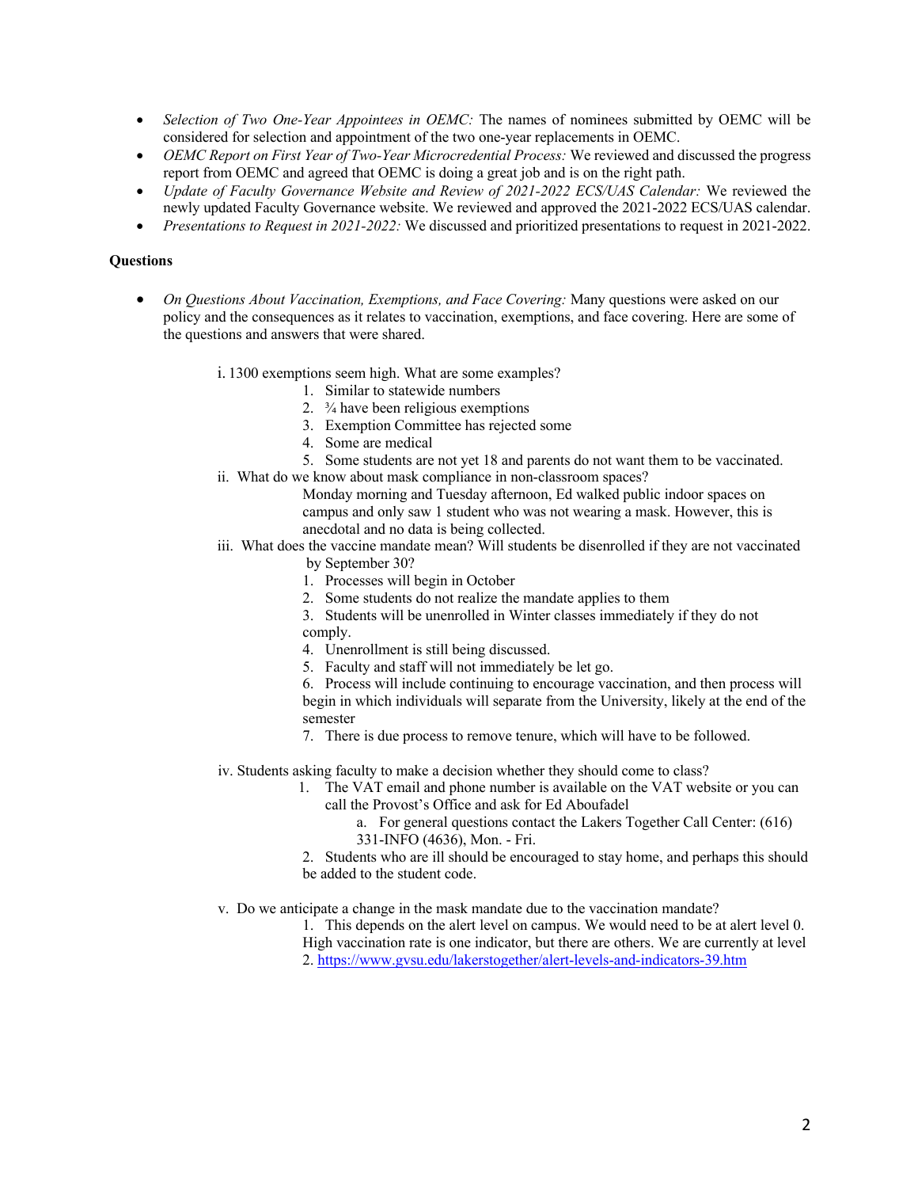- *Selection of Two One-Year Appointees in OEMC:* The names of nominees submitted by OEMC will be considered for selection and appointment of the two one-year replacements in OEMC.
- *OEMC Report on First Year of Two-Year Microcredential Process:* We reviewed and discussed the progress report from OEMC and agreed that OEMC is doing a great job and is on the right path.
- *Update of Faculty Governance Website and Review of 2021-2022 ECS/UAS Calendar:* We reviewed the newly updated Faculty Governance website. We reviewed and approved the 2021-2022 ECS/UAS calendar.
- *Presentations to Request in 2021-2022:* We discussed and prioritized presentations to request in 2021-2022.

**Questions**

- *On Questions About Vaccination, Exemptions, and Face Covering:* Many questions were asked on our policy and the consequences as it relates to vaccination, exemptions, and face covering. Here are some of the questions and answers that were shared.

    i. 1300 exemptions seem high. What are some examples?
    1. Similar to statewide numbers
    2. ¾ have been religious exemptions
    3. Exemption Committee has rejected some
    4. Some are medical
    5. Some students are not yet 18 and parents do not want them to be vaccinated.

    ii. What do we know about mask compliance in non-classroom spaces?

    Monday morning and Tuesday afternoon, Ed walked public indoor spaces on campus and only saw 1 student who was not wearing a mask. However, this is anecdotal and no data is being collected.

    iii. What does the vaccine mandate mean? Will students be disenrolled if they are not vaccinated by September 30?
    1. Processes will begin in October
    2. Some students do not realize the mandate applies to them
    3. Students will be unenrolled in Winter classes immediately if they do not comply.
    4. Unenrollment is still being discussed.
    5. Faculty and staff will not immediately be let go.
    6. Process will include continuing to encourage vaccination, and then process will begin in which individuals will separate from the University, likely at the end of the semester
    7. There is due process to remove tenure, which will have to be followed.

    iv. Students asking faculty to make a decision whether they should come to class?
    1. The VAT email and phone number is available on the VAT website or you can call the Provost's Office and ask for Ed Aboufadel
        a. For general questions contact the Lakers Together Call Center: (616) 331-INFO (4636), Mon. - Fri.
    2. Students who are ill should be encouraged to stay home, and perhaps this should be added to the student code.

    v. Do we anticipate a change in the mask mandate due to the vaccination mandate?
    1. This depends on the alert level on campus. We would need to be at alert level 0. High vaccination rate is one indicator, but there are others. We are currently at level 2. https://www.gvsu.edu/lakerstogether/alert-levels-and-indicators-39.htm